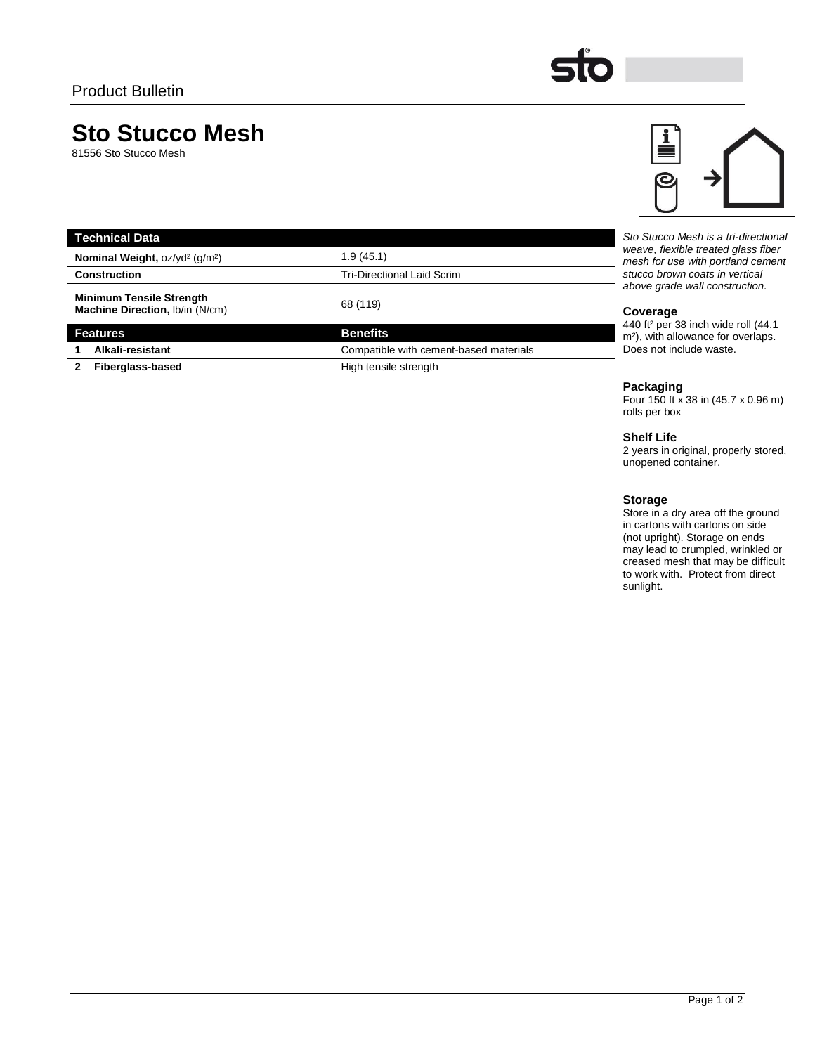Product Bulletin

# Sto Stucco Mesh

81556 Sto Stucco Mesh

| Technical Data | |
|---|---|
| **Nominal Weight,** oz/yd² (g/m²) | 1.9 (45.1) |
| **Construction** | Tri-Directional Laid Scrim |
| **Minimum Tensile Strength Machine Direction,** lb/in (N/cm) | 68 (119) |

| Features | Benefits |
|---|---|
| **1 Alkali-resistant** | Compatible with cement-based materials |
| **2 Fiberglass-based** | High tensile strength |

*Sto Stucco Mesh is a tri-directional weave, flexible treated glass fiber mesh for use with portland cement stucco brown coats in vertical above grade wall construction.*

### Coverage

440 ft² per 38 inch wide roll (44.1 m²), with allowance for overlaps. Does not include waste.

### Packaging

Four 150 ft x 38 in (45.7 x 0.96 m) rolls per box

### Shelf Life

2 years in original, properly stored, unopened container.

### Storage

Store in a dry area off the ground in cartons with cartons on side (not upright). Storage on ends may lead to crumpled, wrinkled or creased mesh that may be difficult to work with. Protect from direct sunlight.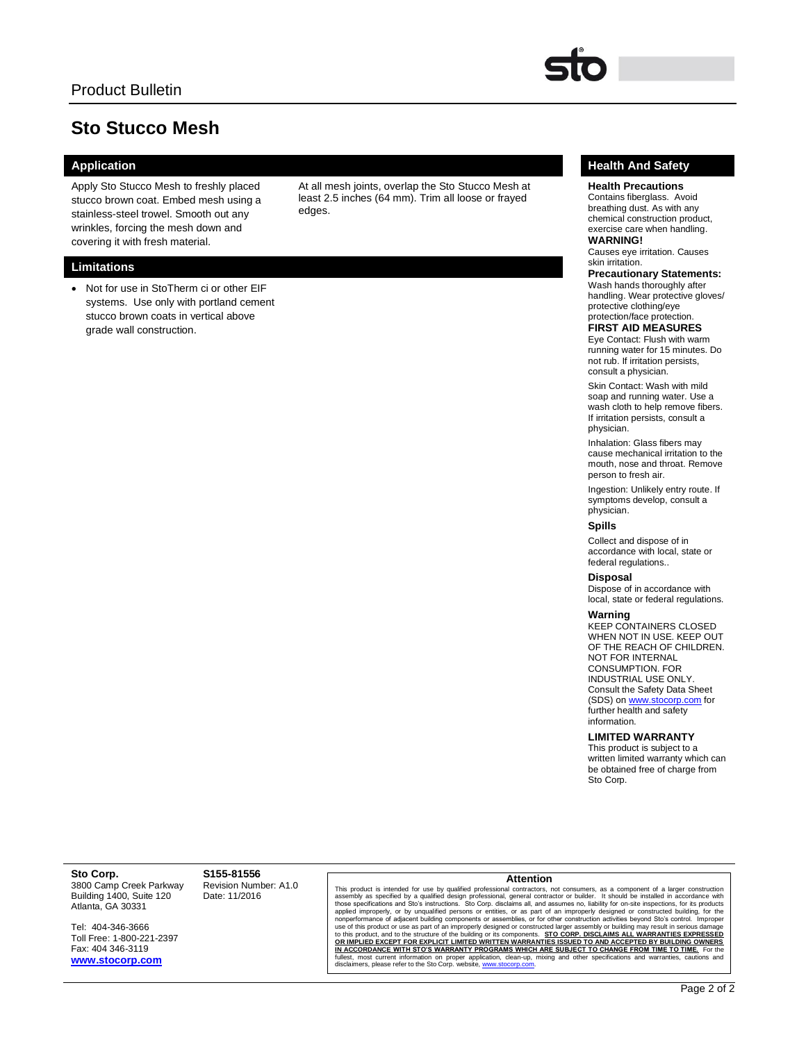Product Bulletin

# Sto Stucco Mesh

## Application

Apply Sto Stucco Mesh to freshly placed stucco brown coat. Embed mesh using a stainless-steel trowel. Smooth out any wrinkles, forcing the mesh down and covering it with fresh material.

At all mesh joints, overlap the Sto Stucco Mesh at least 2.5 inches (64 mm). Trim all loose or frayed edges.

## Limitations

- Not for use in StoTherm ci or other EIF systems. Use only with portland cement stucco brown coats in vertical above grade wall construction.

## Health And Safety

**Health Precautions**
Contains fiberglass. Avoid breathing dust. As with any chemical construction product, exercise care when handling.

**WARNING!**
Causes eye irritation. Causes skin irritation.

**Precautionary Statements:**
Wash hands thoroughly after handling. Wear protective gloves/ protective clothing/eye protection/face protection.

**FIRST AID MEASURES**
Eye Contact: Flush with warm running water for 15 minutes. Do not rub. If irritation persists, consult a physician.

Skin Contact: Wash with mild soap and running water. Use a wash cloth to help remove fibers. If irritation persists, consult a physician.

Inhalation: Glass fibers may cause mechanical irritation to the mouth, nose and throat. Remove person to fresh air.

Ingestion: Unlikely entry route. If symptoms develop, consult a physician.

**Spills**

Collect and dispose of in accordance with local, state or federal regulations..

**Disposal**
Dispose of in accordance with local, state or federal regulations.

**Warning**
KEEP CONTAINERS CLOSED WHEN NOT IN USE. KEEP OUT OF THE REACH OF CHILDREN. NOT FOR INTERNAL CONSUMPTION. FOR INDUSTRIAL USE ONLY. Consult the Safety Data Sheet (SDS) on www.stocorp.com for further health and safety information.

**LIMITED WARRANTY**
This product is subject to a written limited warranty which can be obtained free of charge from Sto Corp.

**Sto Corp.**
3800 Camp Creek Parkway
Building 1400, Suite 120
Atlanta, GA 30331

Tel: 404-346-3666
Toll Free: 1-800-221-2397
Fax: 404 346-3119
**www.stocorp.com**

**S155-81556**
Revision Number: A1.0
Date: 11/2016

**Attention**

This product is intended for use by qualified professional contractors, not consumers, as a component of a larger construction assembly as specified by a qualified design professional, general contractor or builder. It should be installed in accordance with those specifications and Sto's instructions. Sto Corp. disclaims all, and assumes no, liability for on-site inspections, for its products applied improperly, or by unqualified persons or entities, or as part of an improperly designed or constructed building, for the nonperformance of adjacent building components or assemblies, or for other construction activities beyond Sto's control. Improper use of this product or use as part of an improperly designed or constructed larger assembly or building may result in serious damage to this product, and to the structure of the building or its components. **STO CORP. DISCLAIMS ALL WARRANTIES EXPRESSED OR IMPLIED EXCEPT FOR EXPLICIT LIMITED WRITTEN WARRANTIES ISSUED TO AND ACCEPTED BY BUILDING OWNERS IN ACCORDANCE WITH STO'S WARRANTY PROGRAMS WHICH ARE SUBJECT TO CHANGE FROM TIME TO TIME.** For the fullest, most current information on proper application, clean-up, mixing and other specifications and warranties, cautions and disclaimers, please refer to the Sto Corp. website, www.stocorp.com.